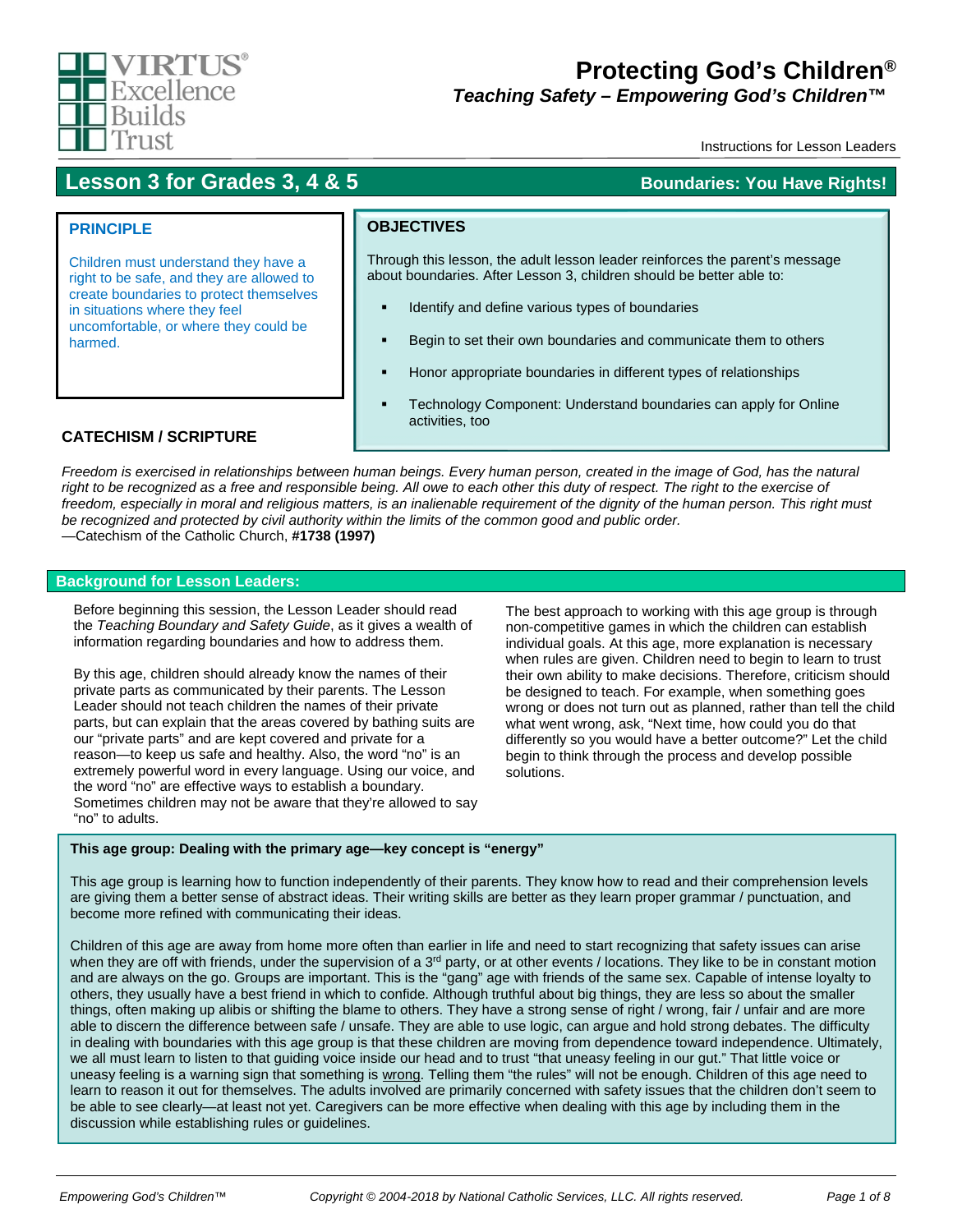VIRTUS® Excellence Builds Trust

# Protecting God's Children®

## *Teaching Safety – Empowering God's Children™*

Instructions for Lesson Leaders

## Lesson 3 for Grades 3, 4 & 5 — Boundaries: You Have Rights!

### PRINCIPLE

Children must understand they have a right to be safe, and they are allowed to create boundaries to protect themselves in situations where they feel uncomfortable, or where they could be harmed.

### OBJECTIVES

Through this lesson, the adult lesson leader reinforces the parent's message about boundaries. After Lesson 3, children should be better able to:

- Identify and define various types of boundaries
- Begin to set their own boundaries and communicate them to others
- Honor appropriate boundaries in different types of relationships
- Technology Component: Understand boundaries can apply for Online activities, too

### CATECHISM / SCRIPTURE

*Freedom is exercised in relationships between human beings. Every human person, created in the image of God, has the natural right to be recognized as a free and responsible being. All owe to each other this duty of respect. The right to the exercise of freedom, especially in moral and religious matters, is an inalienable requirement of the dignity of the human person. This right must be recognized and protected by civil authority within the limits of the common good and public order.*
—Catechism of the Catholic Church, **#1738 (1997)**

### Background for Lesson Leaders:

Before beginning this session, the Lesson Leader should read the *Teaching Boundary and Safety Guide*, as it gives a wealth of information regarding boundaries and how to address them.

By this age, children should already know the names of their private parts as communicated by their parents. The Lesson Leader should not teach children the names of their private parts, but can explain that the areas covered by bathing suits are our "private parts" and are kept covered and private for a reason—to keep us safe and healthy. Also, the word "no" is an extremely powerful word in every language. Using our voice, and the word "no" are effective ways to establish a boundary. Sometimes children may not be aware that they're allowed to say "no" to adults.

The best approach to working with this age group is through non-competitive games in which the children can establish individual goals. At this age, more explanation is necessary when rules are given. Children need to begin to learn to trust their own ability to make decisions. Therefore, criticism should be designed to teach. For example, when something goes wrong or does not turn out as planned, rather than tell the child what went wrong, ask, "Next time, how could you do that differently so you would have a better outcome?" Let the child begin to think through the process and develop possible solutions.

**This age group: Dealing with the primary age—key concept is "energy"**

This age group is learning how to function independently of their parents. They know how to read and their comprehension levels are giving them a better sense of abstract ideas. Their writing skills are better as they learn proper grammar / punctuation, and become more refined with communicating their ideas.

Children of this age are away from home more often than earlier in life and need to start recognizing that safety issues can arise when they are off with friends, under the supervision of a 3rd party, or at other events / locations. They like to be in constant motion and are always on the go. Groups are important. This is the "gang" age with friends of the same sex. Capable of intense loyalty to others, they usually have a best friend in which to confide. Although truthful about big things, they are less so about the smaller things, often making up alibis or shifting the blame to others. They have a strong sense of right / wrong, fair / unfair and are more able to discern the difference between safe / unsafe. They are able to use logic, can argue and hold strong debates. The difficulty in dealing with boundaries with this age group is that these children are moving from dependence toward independence. Ultimately, we all must learn to listen to that guiding voice inside our head and to trust "that uneasy feeling in our gut." That little voice or uneasy feeling is a warning sign that something is <u>wrong</u>. Telling them "the rules" will not be enough. Children of this age need to learn to reason it out for themselves. The adults involved are primarily concerned with safety issues that the children don't seem to be able to see clearly—at least not yet. Caregivers can be more effective when dealing with this age by including them in the discussion while establishing rules or guidelines.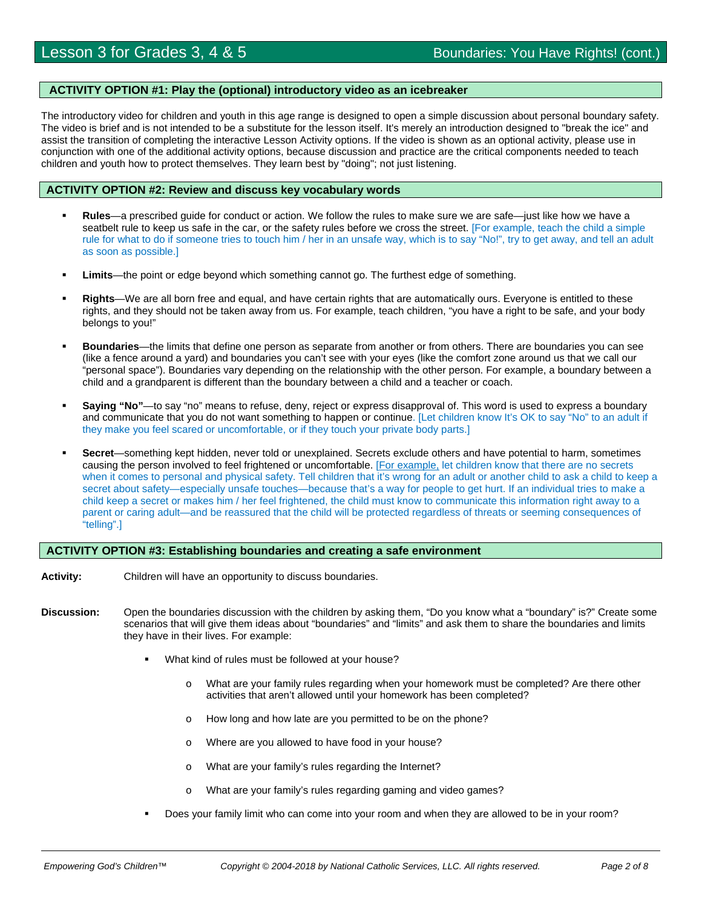## ACTIVITY OPTION #1: Play the (optional) introductory video as an icebreaker

The introductory video for children and youth in this age range is designed to open a simple discussion about personal boundary safety. The video is brief and is not intended to be a substitute for the lesson itself. It's merely an introduction designed to "break the ice" and assist the transition of completing the interactive Lesson Activity options. If the video is shown as an optional activity, please use in conjunction with one of the additional activity options, because discussion and practice are the critical components needed to teach children and youth how to protect themselves. They learn best by "doing"; not just listening.

## ACTIVITY OPTION #2: Review and discuss key vocabulary words

- **Rules**—a prescribed guide for conduct or action. We follow the rules to make sure we are safe—just like how we have a seatbelt rule to keep us safe in the car, or the safety rules before we cross the street. [For example, teach the child a simple rule for what to do if someone tries to touch him / her in an unsafe way, which is to say "No!", try to get away, and tell an adult as soon as possible.]

- **Limits**—the point or edge beyond which something cannot go. The furthest edge of something.

- **Rights**—We are all born free and equal, and have certain rights that are automatically ours. Everyone is entitled to these rights, and they should not be taken away from us. For example, teach children, "you have a right to be safe, and your body belongs to you!"

- **Boundaries**—the limits that define one person as separate from another or from others. There are boundaries you can see (like a fence around a yard) and boundaries you can't see with your eyes (like the comfort zone around us that we call our "personal space"). Boundaries vary depending on the relationship with the other person. For example, a boundary between a child and a grandparent is different than the boundary between a child and a teacher or coach.

- **Saying "No"**—to say "no" means to refuse, deny, reject or express disapproval of. This word is used to express a boundary and communicate that you do not want something to happen or continue. [Let children know It's OK to say "No" to an adult if they make you feel scared or uncomfortable, or if they touch your private body parts.]

- **Secret**—something kept hidden, never told or unexplained. Secrets exclude others and have potential to harm, sometimes causing the person involved to feel frightened or uncomfortable. [For example, let children know that there are no secrets when it comes to personal and physical safety. Tell children that it's wrong for an adult or another child to ask a child to keep a secret about safety—especially unsafe touches—because that's a way for people to get hurt. If an individual tries to make a child keep a secret or makes him / her feel frightened, the child must know to communicate this information right away to a parent or caring adult—and be reassured that the child will be protected regardless of threats or seeming consequences of "telling".]

## ACTIVITY OPTION #3: Establishing boundaries and creating a safe environment

**Activity:** Children will have an opportunity to discuss boundaries.

**Discussion:** Open the boundaries discussion with the children by asking them, "Do you know what a "boundary" is?" Create some scenarios that will give them ideas about "boundaries" and "limits" and ask them to share the boundaries and limits they have in their lives. For example:

- What kind of rules must be followed at your house?
  - What are your family rules regarding when your homework must be completed? Are there other activities that aren't allowed until your homework has been completed?
  - How long and how late are you permitted to be on the phone?
  - Where are you allowed to have food in your house?
  - What are your family's rules regarding the Internet?
  - What are your family's rules regarding gaming and video games?
- Does your family limit who can come into your room and when they are allowed to be in your room?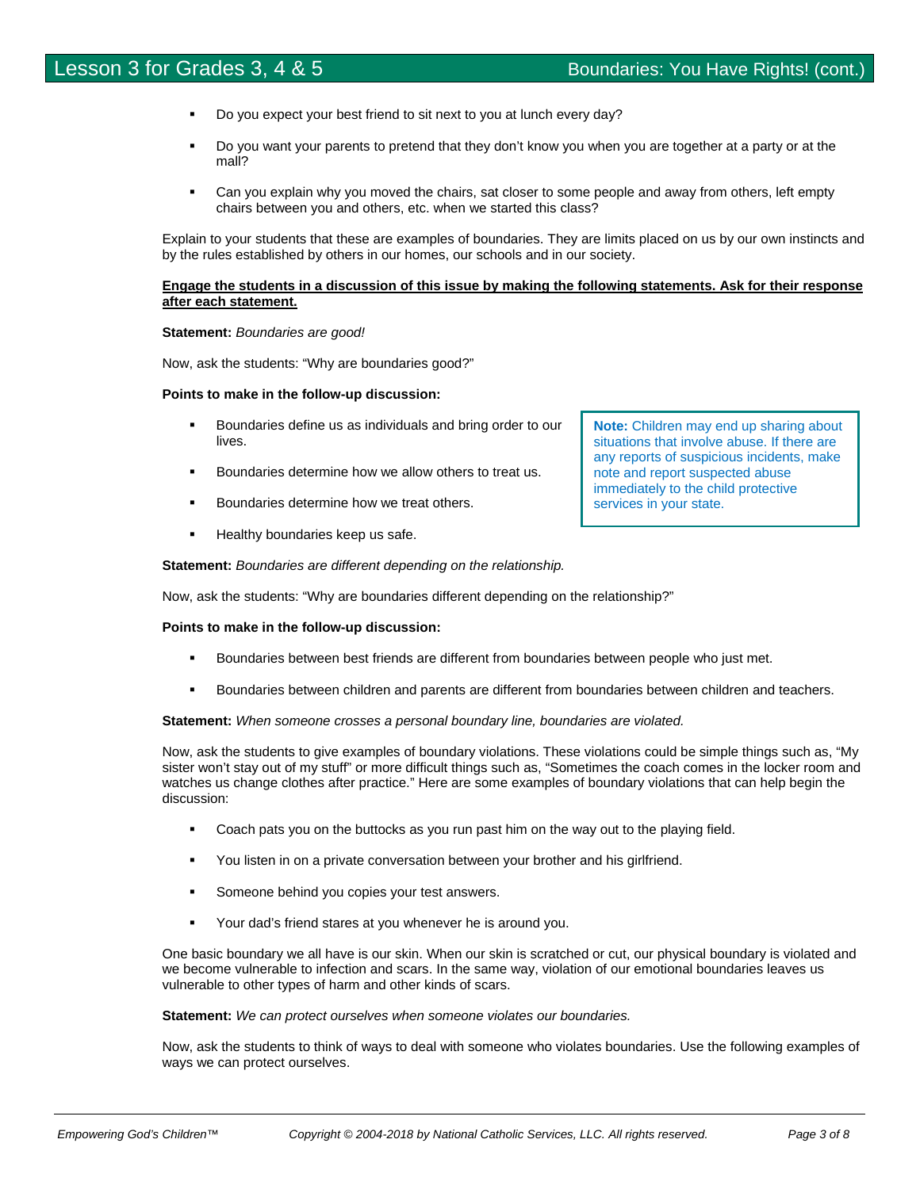- Do you expect your best friend to sit next to you at lunch every day?
- Do you want your parents to pretend that they don't know you when you are together at a party or at the mall?
- Can you explain why you moved the chairs, sat closer to some people and away from others, left empty chairs between you and others, etc. when we started this class?

Explain to your students that these are examples of boundaries. They are limits placed on us by our own instincts and by the rules established by others in our homes, our schools and in our society.

**Engage the students in a discussion of this issue by making the following statements. Ask for their response after each statement.**

**Statement:** *Boundaries are good!*

Now, ask the students: "Why are boundaries good?"

**Points to make in the follow-up discussion:**

- Boundaries define us as individuals and bring order to our lives.
- Boundaries determine how we allow others to treat us.
- Boundaries determine how we treat others.
- Healthy boundaries keep us safe.

> **Note:** Children may end up sharing about situations that involve abuse. If there are any reports of suspicious incidents, make note and report suspected abuse immediately to the child protective services in your state.

**Statement:** *Boundaries are different depending on the relationship.*

Now, ask the students: "Why are boundaries different depending on the relationship?"

**Points to make in the follow-up discussion:**

- Boundaries between best friends are different from boundaries between people who just met.
- Boundaries between children and parents are different from boundaries between children and teachers.

**Statement:** *When someone crosses a personal boundary line, boundaries are violated.*

Now, ask the students to give examples of boundary violations. These violations could be simple things such as, "My sister won't stay out of my stuff" or more difficult things such as, "Sometimes the coach comes in the locker room and watches us change clothes after practice." Here are some examples of boundary violations that can help begin the discussion:

- Coach pats you on the buttocks as you run past him on the way out to the playing field.
- You listen in on a private conversation between your brother and his girlfriend.
- Someone behind you copies your test answers.
- Your dad's friend stares at you whenever he is around you.

One basic boundary we all have is our skin. When our skin is scratched or cut, our physical boundary is violated and we become vulnerable to infection and scars. In the same way, violation of our emotional boundaries leaves us vulnerable to other types of harm and other kinds of scars.

**Statement:** *We can protect ourselves when someone violates our boundaries.*

Now, ask the students to think of ways to deal with someone who violates boundaries. Use the following examples of ways we can protect ourselves.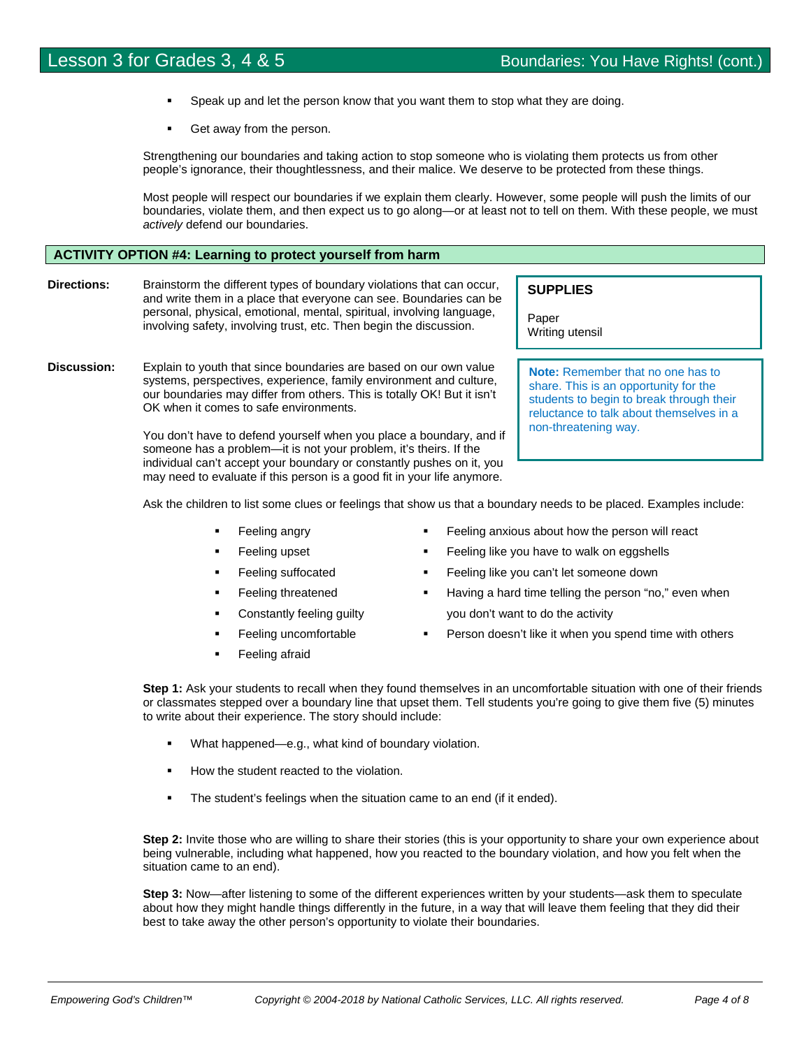- Speak up and let the person know that you want them to stop what they are doing.
- Get away from the person.

Strengthening our boundaries and taking action to stop someone who is violating them protects us from other people's ignorance, their thoughtlessness, and their malice. We deserve to be protected from these things.

Most people will respect our boundaries if we explain them clearly. However, some people will push the limits of our boundaries, violate them, and then expect us to go along—or at least not to tell on them. With these people, we must *actively* defend our boundaries.

## ACTIVITY OPTION #4: Learning to protect yourself from harm

**Directions:** Brainstorm the different types of boundary violations that can occur, and write them in a place that everyone can see. Boundaries can be personal, physical, emotional, mental, spiritual, involving language, involving safety, involving trust, etc. Then begin the discussion.

**SUPPLIES**

Paper
Writing utensil

**Discussion:** Explain to youth that since boundaries are based on our own value systems, perspectives, experience, family environment and culture, our boundaries may differ from others. This is totally OK! But it isn't OK when it comes to safe environments.

You don't have to defend yourself when you place a boundary, and if someone has a problem—it is not your problem, it's theirs. If the individual can't accept your boundary or constantly pushes on it, you may need to evaluate if this person is a good fit in your life anymore.

**Note:** Remember that no one has to share. This is an opportunity for the students to begin to break through their reluctance to talk about themselves in a non-threatening way.

Ask the children to list some clues or feelings that show us that a boundary needs to be placed. Examples include:

- Feeling angry
- Feeling upset
- Feeling suffocated
- Feeling threatened
- Constantly feeling guilty
- Feeling uncomfortable
- Feeling afraid
- Feeling anxious about how the person will react
- Feeling like you have to walk on eggshells
- Feeling like you can't let someone down
- Having a hard time telling the person "no," even when you don't want to do the activity
- Person doesn't like it when you spend time with others

**Step 1:** Ask your students to recall when they found themselves in an uncomfortable situation with one of their friends or classmates stepped over a boundary line that upset them. Tell students you're going to give them five (5) minutes to write about their experience. The story should include:

- What happened—e.g., what kind of boundary violation.
- How the student reacted to the violation.
- The student's feelings when the situation came to an end (if it ended).

**Step 2:** Invite those who are willing to share their stories (this is your opportunity to share your own experience about being vulnerable, including what happened, how you reacted to the boundary violation, and how you felt when the situation came to an end).

**Step 3:** Now—after listening to some of the different experiences written by your students—ask them to speculate about how they might handle things differently in the future, in a way that will leave them feeling that they did their best to take away the other person's opportunity to violate their boundaries.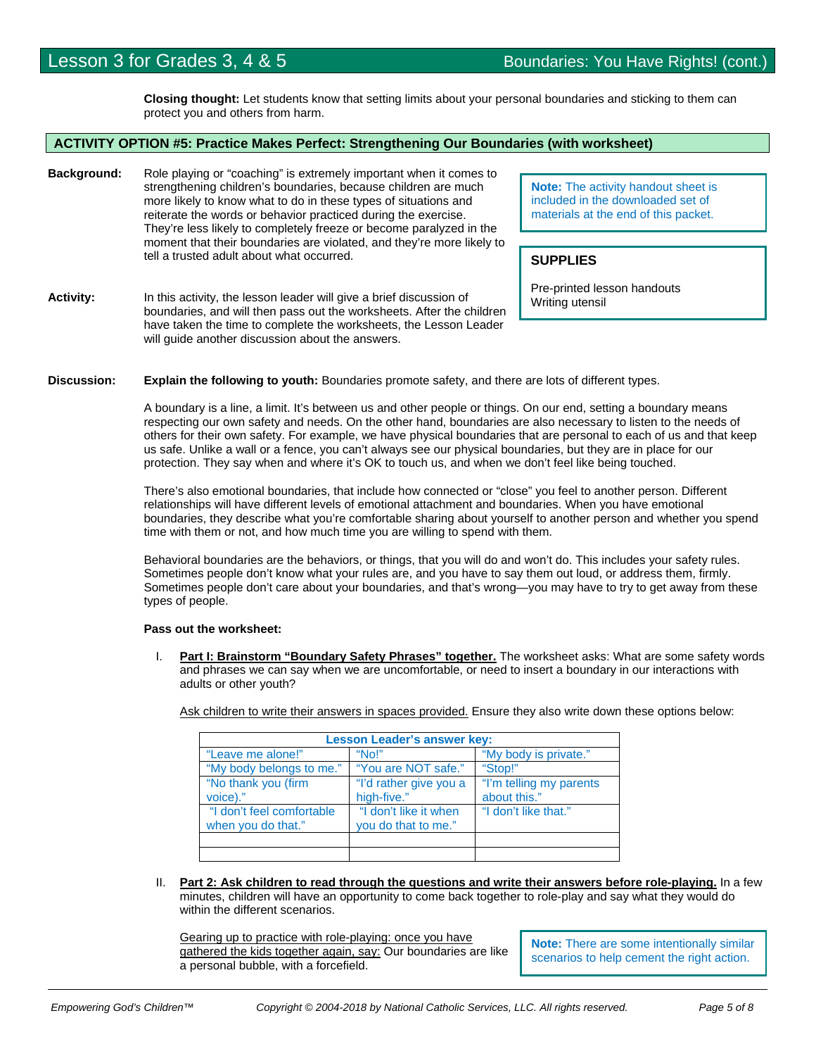**Closing thought:** Let students know that setting limits about your personal boundaries and sticking to them can protect you and others from harm.

## ACTIVITY OPTION #5: Practice Makes Perfect: Strengthening Our Boundaries (with worksheet)

**Background:** Role playing or "coaching" is extremely important when it comes to strengthening children's boundaries, because children are much more likely to know what to do in these types of situations and reiterate the words or behavior practiced during the exercise. They're less likely to completely freeze or become paralyzed in the moment that their boundaries are violated, and they're more likely to tell a trusted adult about what occurred.

**Note:** The activity handout sheet is included in the downloaded set of materials at the end of this packet.

**SUPPLIES**

Pre-printed lesson handouts
Writing utensil

**Activity:** In this activity, the lesson leader will give a brief discussion of boundaries, and will then pass out the worksheets. After the children have taken the time to complete the worksheets, the Lesson Leader will guide another discussion about the answers.

**Discussion:** **Explain the following to youth:** Boundaries promote safety, and there are lots of different types.

A boundary is a line, a limit. It's between us and other people or things. On our end, setting a boundary means respecting our own safety and needs. On the other hand, boundaries are also necessary to listen to the needs of others for their own safety. For example, we have physical boundaries that are personal to each of us and that keep us safe. Unlike a wall or a fence, you can't always see our physical boundaries, but they are in place for our protection. They say when and where it's OK to touch us, and when we don't feel like being touched.

There's also emotional boundaries, that include how connected or "close" you feel to another person. Different relationships will have different levels of emotional attachment and boundaries. When you have emotional boundaries, they describe what you're comfortable sharing about yourself to another person and whether you spend time with them or not, and how much time you are willing to spend with them.

Behavioral boundaries are the behaviors, or things, that you will do and won't do. This includes your safety rules. Sometimes people don't know what your rules are, and you have to say them out loud, or address them, firmly. Sometimes people don't care about your boundaries, and that's wrong—you may have to try to get away from these types of people.

**Pass out the worksheet:**

I. **Part I: Brainstorm "Boundary Safety Phrases" together.** The worksheet asks: What are some safety words and phrases we can say when we are uncomfortable, or need to insert a boundary in our interactions with adults or other youth?

Ask children to write their answers in spaces provided. Ensure they also write down these options below:

| Lesson Leader's answer key: | | |
|---|---|---|
| "Leave me alone!" | "No!" | "My body is private." |
| "My body belongs to me." | "You are NOT safe." | "Stop!" |
| "No thank you (firm voice)." | "I'd rather give you a high-five." | "I'm telling my parents about this." |
| "I don't feel comfortable when you do that." | "I don't like it when you do that to me." | "I don't like that." |
| | | |
| | | |

II. **Part 2: Ask children to read through the questions and write their answers before role-playing.** In a few minutes, children will have an opportunity to come back together to role-play and say what they would do within the different scenarios.

Gearing up to practice with role-playing: once you have gathered the kids together again, say: Our boundaries are like a personal bubble, with a forcefield.

**Note:** There are some intentionally similar scenarios to help cement the right action.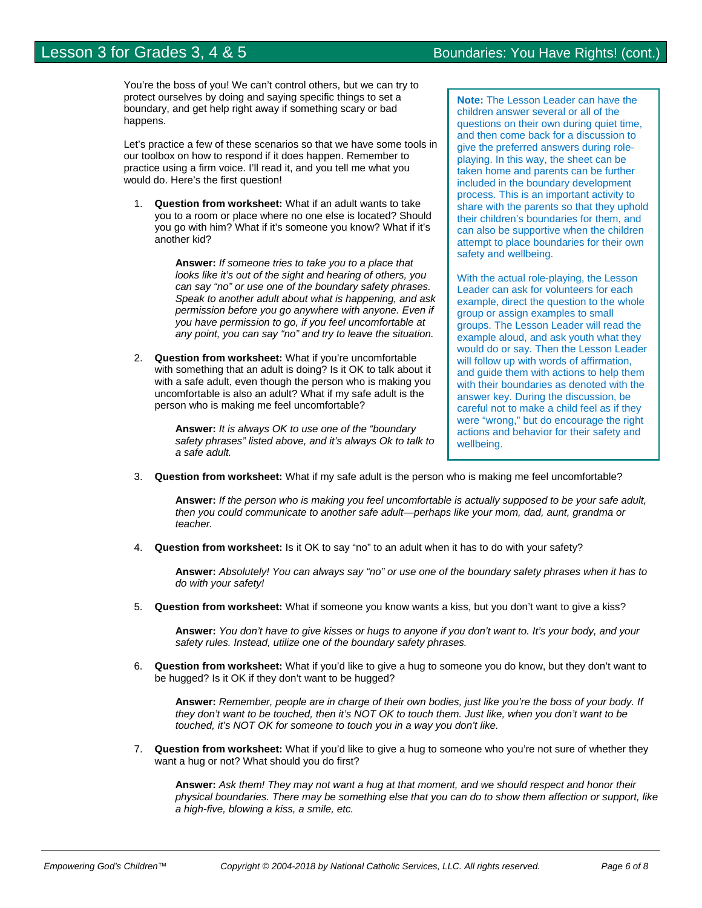You're the boss of you! We can't control others, but we can try to protect ourselves by doing and saying specific things to set a boundary, and get help right away if something scary or bad happens.

Let's practice a few of these scenarios so that we have some tools in our toolbox on how to respond if it does happen. Remember to practice using a firm voice. I'll read it, and you tell me what you would do. Here's the first question!

**Note:** The Lesson Leader can have the children answer several or all of the questions on their own during quiet time, and then come back for a discussion to give the preferred answers during role-playing. In this way, the sheet can be taken home and parents can be further included in the boundary development process. This is an important activity to share with the parents so that they uphold their children's boundaries for them, and can also be supportive when the children attempt to place boundaries for their own safety and wellbeing.

With the actual role-playing, the Lesson Leader can ask for volunteers for each example, direct the question to the whole group or assign examples to small groups. The Lesson Leader will read the example aloud, and ask youth what they would do or say. Then the Lesson Leader will follow up with words of affirmation, and guide them with actions to help them with their boundaries as denoted with the answer key. During the discussion, be careful not to make a child feel as if they were "wrong," but do encourage the right actions and behavior for their safety and wellbeing.

1. **Question from worksheet:** What if an adult wants to take you to a room or place where no one else is located? Should you go with him? What if it's someone you know? What if it's another kid?

   **Answer:** *If someone tries to take you to a place that looks like it's out of the sight and hearing of others, you can say "no" or use one of the boundary safety phrases. Speak to another adult about what is happening, and ask permission before you go anywhere with anyone. Even if you have permission to go, if you feel uncomfortable at any point, you can say "no" and try to leave the situation.*

2. **Question from worksheet:** What if you're uncomfortable with something that an adult is doing? Is it OK to talk about it with a safe adult, even though the person who is making you uncomfortable is also an adult? What if my safe adult is the person who is making me feel uncomfortable?

   **Answer:** *It is always OK to use one of the "boundary safety phrases" listed above, and it's always Ok to talk to a safe adult.*

3. **Question from worksheet:** What if my safe adult is the person who is making me feel uncomfortable?

   **Answer:** *If the person who is making you feel uncomfortable is actually supposed to be your safe adult, then you could communicate to another safe adult—perhaps like your mom, dad, aunt, grandma or teacher.*

4. **Question from worksheet:** Is it OK to say "no" to an adult when it has to do with your safety?

   **Answer:** *Absolutely! You can always say "no" or use one of the boundary safety phrases when it has to do with your safety!*

5. **Question from worksheet:** What if someone you know wants a kiss, but you don't want to give a kiss?

   **Answer:** *You don't have to give kisses or hugs to anyone if you don't want to. It's your body, and your safety rules. Instead, utilize one of the boundary safety phrases.*

6. **Question from worksheet:** What if you'd like to give a hug to someone you do know, but they don't want to be hugged? Is it OK if they don't want to be hugged?

   **Answer:** *Remember, people are in charge of their own bodies, just like you're the boss of your body. If they don't want to be touched, then it's NOT OK to touch them. Just like, when you don't want to be touched, it's NOT OK for someone to touch you in a way you don't like.*

7. **Question from worksheet:** What if you'd like to give a hug to someone who you're not sure of whether they want a hug or not? What should you do first?

   **Answer:** *Ask them! They may not want a hug at that moment, and we should respect and honor their physical boundaries. There may be something else that you can do to show them affection or support, like a high-five, blowing a kiss, a smile, etc.*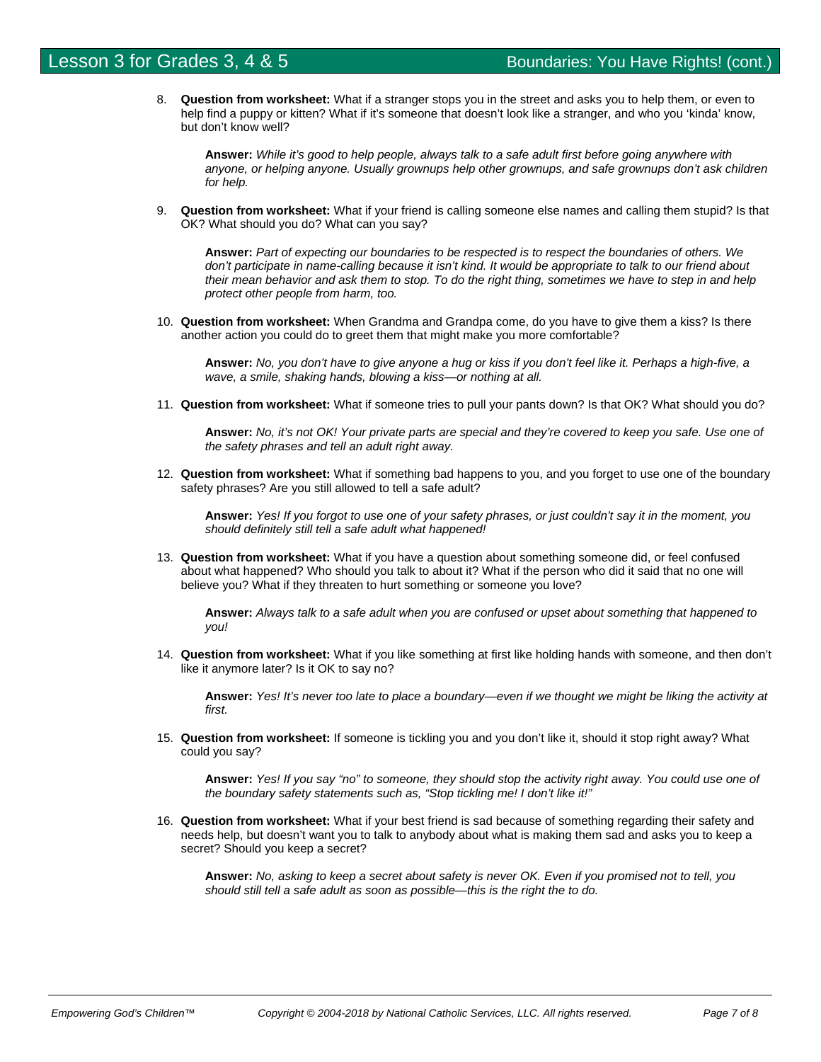8. **Question from worksheet:** What if a stranger stops you in the street and asks you to help them, or even to help find a puppy or kitten? What if it's someone that doesn't look like a stranger, and who you 'kinda' know, but don't know well?

   **Answer:** *While it's good to help people, always talk to a safe adult first before going anywhere with anyone, or helping anyone. Usually grownups help other grownups, and safe grownups don't ask children for help.*

9. **Question from worksheet:** What if your friend is calling someone else names and calling them stupid? Is that OK? What should you do? What can you say?

   **Answer:** *Part of expecting our boundaries to be respected is to respect the boundaries of others. We don't participate in name-calling because it isn't kind. It would be appropriate to talk to our friend about their mean behavior and ask them to stop. To do the right thing, sometimes we have to step in and help protect other people from harm, too.*

10. **Question from worksheet:** When Grandma and Grandpa come, do you have to give them a kiss? Is there another action you could do to greet them that might make you more comfortable?

    **Answer:** *No, you don't have to give anyone a hug or kiss if you don't feel like it. Perhaps a high-five, a wave, a smile, shaking hands, blowing a kiss—or nothing at all.*

11. **Question from worksheet:** What if someone tries to pull your pants down? Is that OK? What should you do?

    **Answer:** *No, it's not OK! Your private parts are special and they're covered to keep you safe. Use one of the safety phrases and tell an adult right away.*

12. **Question from worksheet:** What if something bad happens to you, and you forget to use one of the boundary safety phrases? Are you still allowed to tell a safe adult?

    **Answer:** *Yes! If you forgot to use one of your safety phrases, or just couldn't say it in the moment, you should definitely still tell a safe adult what happened!*

13. **Question from worksheet:** What if you have a question about something someone did, or feel confused about what happened? Who should you talk to about it? What if the person who did it said that no one will believe you? What if they threaten to hurt something or someone you love?

    **Answer:** *Always talk to a safe adult when you are confused or upset about something that happened to you!*

14. **Question from worksheet:** What if you like something at first like holding hands with someone, and then don't like it anymore later? Is it OK to say no?

    **Answer:** *Yes! It's never too late to place a boundary—even if we thought we might be liking the activity at first.*

15. **Question from worksheet:** If someone is tickling you and you don't like it, should it stop right away? What could you say?

    **Answer:** *Yes! If you say "no" to someone, they should stop the activity right away. You could use one of the boundary safety statements such as, "Stop tickling me! I don't like it!"*

16. **Question from worksheet:** What if your best friend is sad because of something regarding their safety and needs help, but doesn't want you to talk to anybody about what is making them sad and asks you to keep a secret? Should you keep a secret?

    **Answer:** *No, asking to keep a secret about safety is never OK. Even if you promised not to tell, you should still tell a safe adult as soon as possible—this is the right the to do.*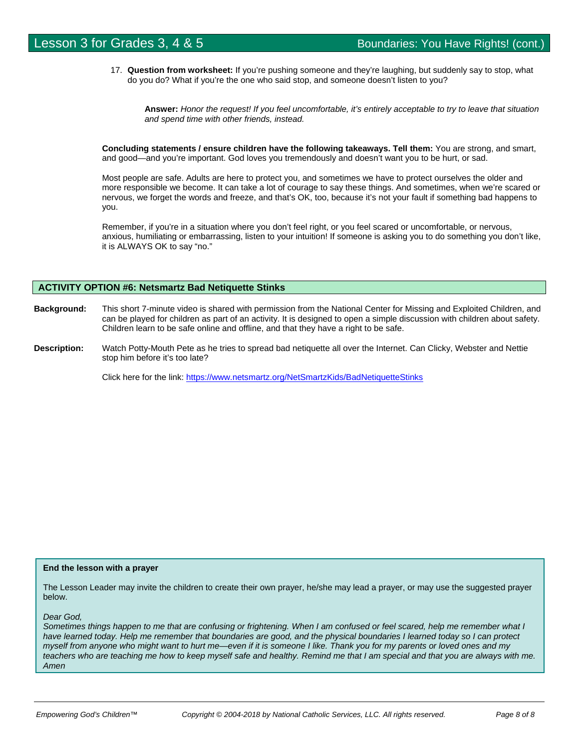17. **Question from worksheet:** If you're pushing someone and they're laughing, but suddenly say to stop, what do you do? What if you're the one who said stop, and someone doesn't listen to you?

    **Answer:** *Honor the request! If you feel uncomfortable, it's entirely acceptable to try to leave that situation and spend time with other friends, instead.*

**Concluding statements / ensure children have the following takeaways. Tell them:** You are strong, and smart, and good—and you're important. God loves you tremendously and doesn't want you to be hurt, or sad.

Most people are safe. Adults are here to protect you, and sometimes we have to protect ourselves the older and more responsible we become. It can take a lot of courage to say these things. And sometimes, when we're scared or nervous, we forget the words and freeze, and that's OK, too, because it's not your fault if something bad happens to you.

Remember, if you're in a situation where you don't feel right, or you feel scared or uncomfortable, or nervous, anxious, humiliating or embarrassing, listen to your intuition! If someone is asking you to do something you don't like, it is ALWAYS OK to say "no."

## ACTIVITY OPTION #6: Netsmartz Bad Netiquette Stinks

**Background:** This short 7-minute video is shared with permission from the National Center for Missing and Exploited Children, and can be played for children as part of an activity. It is designed to open a simple discussion with children about safety. Children learn to be safe online and offline, and that they have a right to be safe.

**Description:** Watch Potty-Mouth Pete as he tries to spread bad netiquette all over the Internet. Can Clicky, Webster and Nettie stop him before it's too late?

Click here for the link: [https://www.netsmartz.org/NetSmartzKids/BadNetiquetteStinks](https://www.netsmartz.org/NetSmartzKids/BadNetiquetteStinks)

**End the lesson with a prayer**

The Lesson Leader may invite the children to create their own prayer, he/she may lead a prayer, or may use the suggested prayer below.

*Dear God,*
*Sometimes things happen to me that are confusing or frightening. When I am confused or feel scared, help me remember what I have learned today. Help me remember that boundaries are good, and the physical boundaries I learned today so I can protect myself from anyone who might want to hurt me—even if it is someone I like. Thank you for my parents or loved ones and my teachers who are teaching me how to keep myself safe and healthy. Remind me that I am special and that you are always with me. Amen*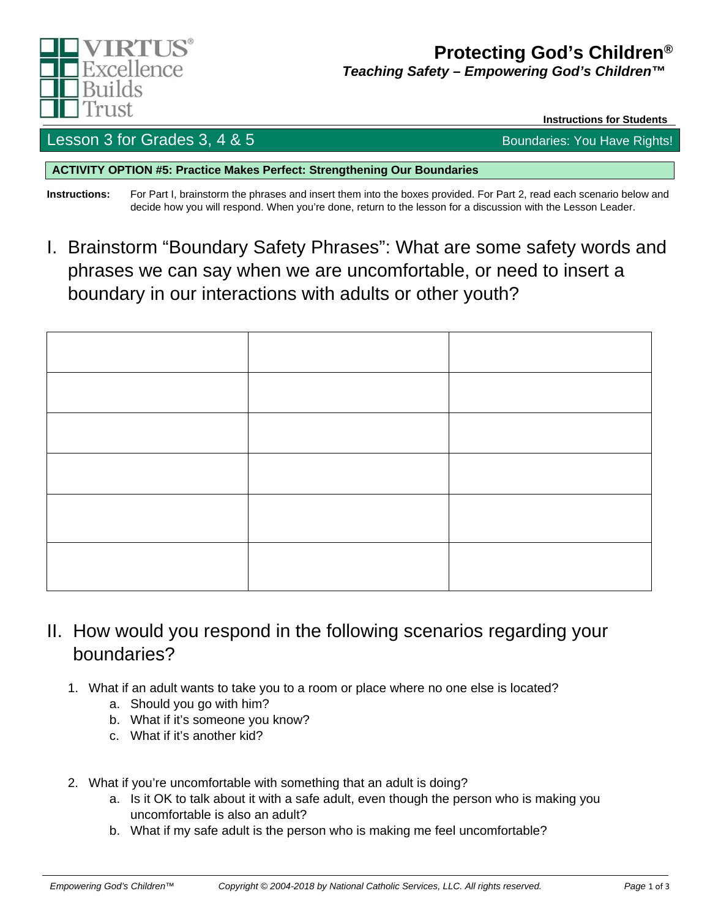**Protecting God's Children®**

***Teaching Safety – Empowering God's Children™***

**Instructions for Students**

## Lesson 3 for Grades 3, 4 & 5 — Boundaries: You Have Rights!

### ACTIVITY OPTION #5: Practice Makes Perfect: Strengthening Our Boundaries

**Instructions:** For Part I, brainstorm the phrases and insert them into the boxes provided. For Part 2, read each scenario below and decide how you will respond. When you're done, return to the lesson for a discussion with the Lesson Leader.

## I. Brainstorm "Boundary Safety Phrases": What are some safety words and phrases we can say when we are uncomfortable, or need to insert a boundary in our interactions with adults or other youth?

| | | |
|---|---|---|
| | | |
| | | |
| | | |
| | | |
| | | |
| | | |

## II. How would you respond in the following scenarios regarding your boundaries?

1. What if an adult wants to take you to a room or place where no one else is located?
   a. Should you go with him?
   b. What if it's someone you know?
   c. What if it's another kid?

2. What if you're uncomfortable with something that an adult is doing?
   a. Is it OK to talk about it with a safe adult, even though the person who is making you uncomfortable is also an adult?
   b. What if my safe adult is the person who is making me feel uncomfortable?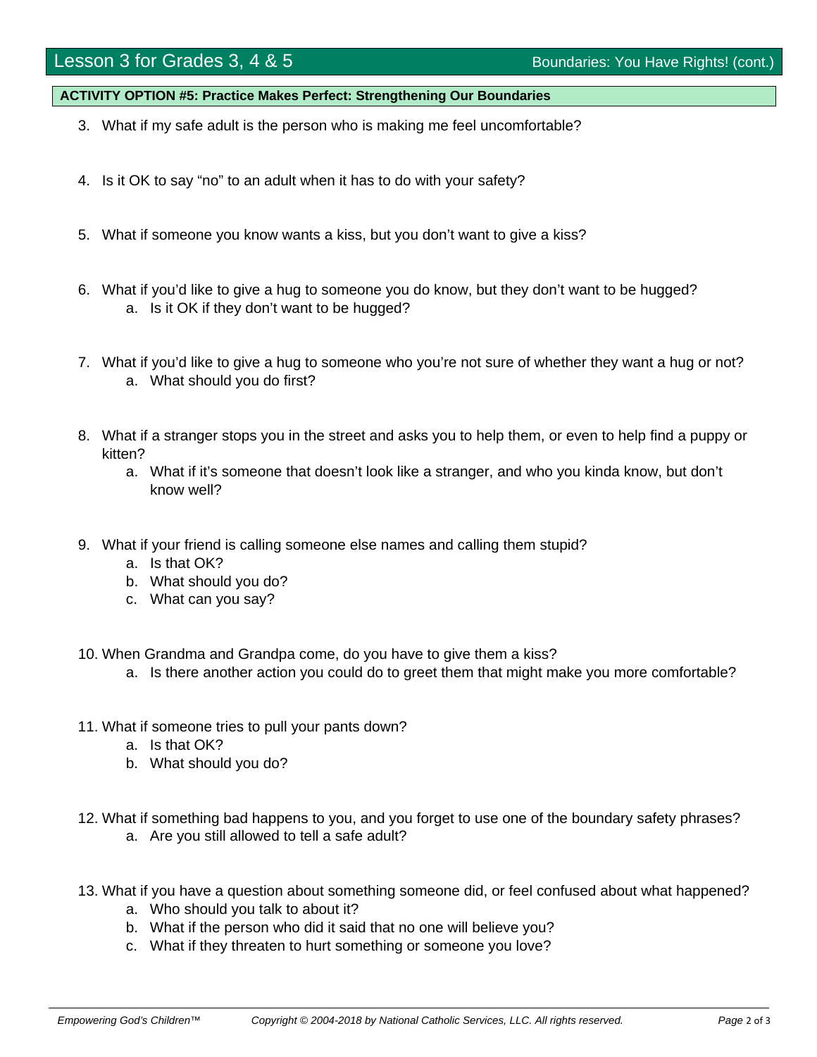**ACTIVITY OPTION #5: Practice Makes Perfect: Strengthening Our Boundaries**

3. What if my safe adult is the person who is making me feel uncomfortable?

4. Is it OK to say “no” to an adult when it has to do with your safety?

5. What if someone you know wants a kiss, but you don’t want to give a kiss?

6. What if you’d like to give a hug to someone you do know, but they don’t want to be hugged?
   a. Is it OK if they don’t want to be hugged?

7. What if you’d like to give a hug to someone who you’re not sure of whether they want a hug or not?
   a. What should you do first?

8. What if a stranger stops you in the street and asks you to help them, or even to help find a puppy or kitten?
   a. What if it’s someone that doesn’t look like a stranger, and who you kinda know, but don’t know well?

9. What if your friend is calling someone else names and calling them stupid?
   a. Is that OK?
   b. What should you do?
   c. What can you say?

10. When Grandma and Grandpa come, do you have to give them a kiss?
    a. Is there another action you could do to greet them that might make you more comfortable?

11. What if someone tries to pull your pants down?
    a. Is that OK?
    b. What should you do?

12. What if something bad happens to you, and you forget to use one of the boundary safety phrases?
    a. Are you still allowed to tell a safe adult?

13. What if you have a question about something someone did, or feel confused about what happened?
    a. Who should you talk to about it?
    b. What if the person who did it said that no one will believe you?
    c. What if they threaten to hurt something or someone you love?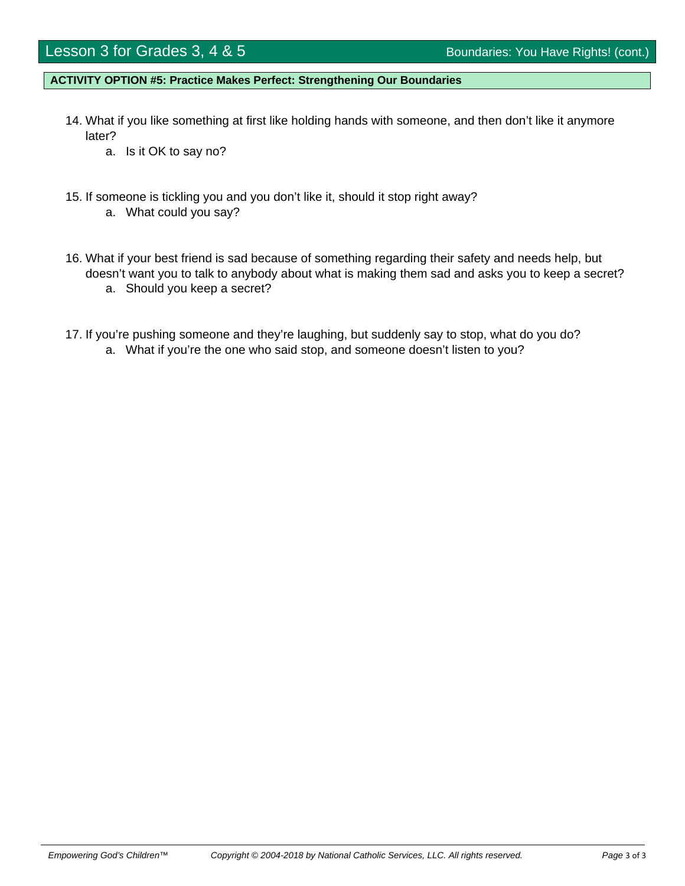**ACTIVITY OPTION #5: Practice Makes Perfect: Strengthening Our Boundaries**

14. What if you like something at first like holding hands with someone, and then don't like it anymore later?
    a. Is it OK to say no?

15. If someone is tickling you and you don't like it, should it stop right away?
    a. What could you say?

16. What if your best friend is sad because of something regarding their safety and needs help, but doesn't want you to talk to anybody about what is making them sad and asks you to keep a secret?
    a. Should you keep a secret?

17. If you're pushing someone and they're laughing, but suddenly say to stop, what do you do?
    a. What if you're the one who said stop, and someone doesn't listen to you?